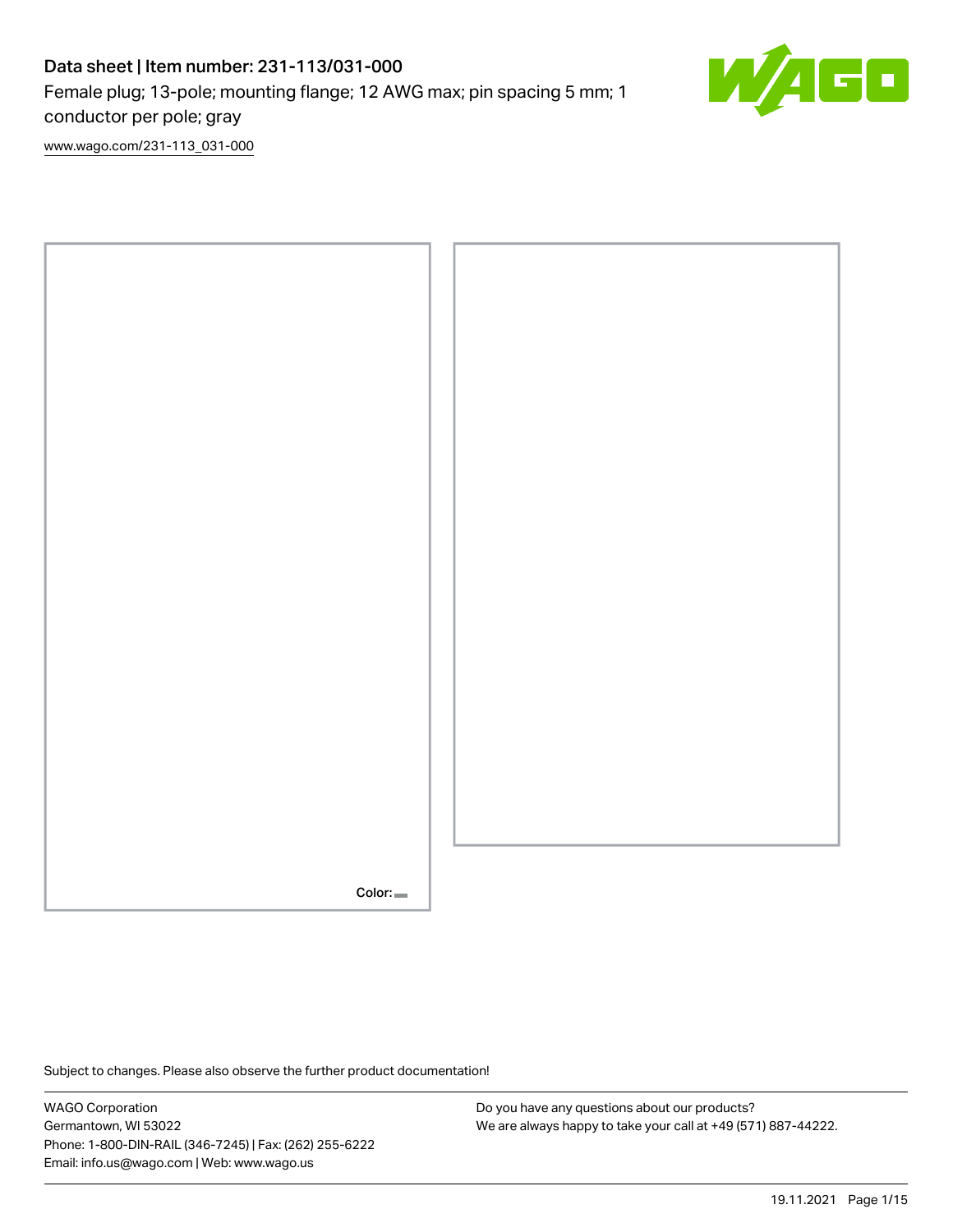# Data sheet | Item number: 231-113/031-000

Female plug; 13-pole; mounting flange; 12 AWG max; pin spacing 5 mm; 1 conductor per pole; gray

www.wago.com/231-113_031-000

Color:

Subject to changes. Please also observe the further product documentation!

WAGO Corporation
Germantown, WI 53022
Phone: 1-800-DIN-RAIL (346-7245) | Fax: (262) 255-6222
Email: info.us@wago.com | Web: www.wago.us

Do you have any questions about our products?
We are always happy to take your call at +49 (571) 887-44222.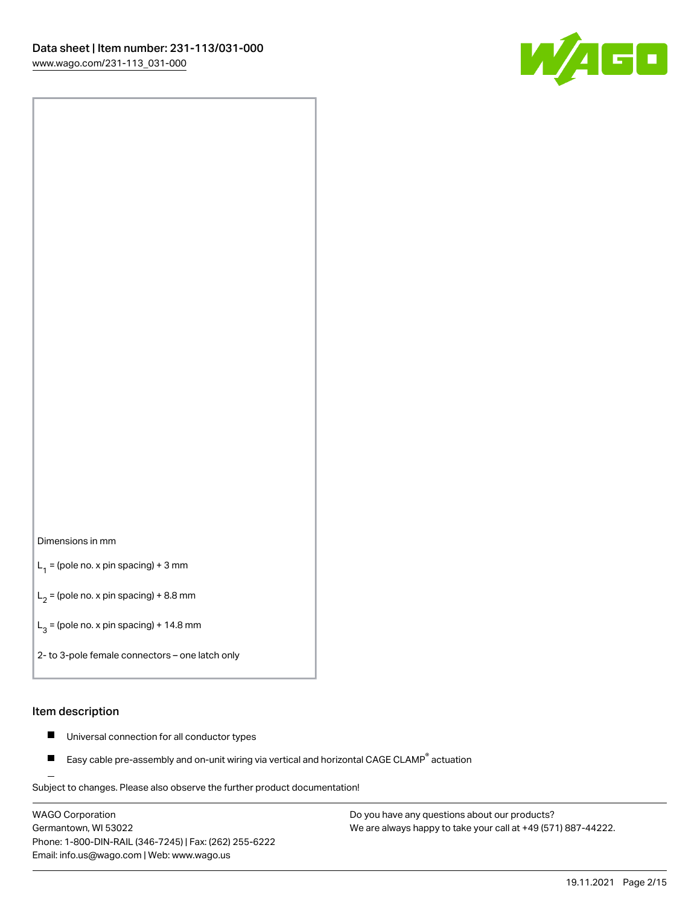Dimensions in mm

$L_1$ = (pole no. x pin spacing) + 3 mm

$L_2$ = (pole no. x pin spacing) + 8.8 mm

$L_3$ = (pole no. x pin spacing) + 14.8 mm

2- to 3-pole female connectors – one latch only

## Item description

- Universal connection for all conductor types
- Easy cable pre-assembly and on-unit wiring via vertical and horizontal CAGE CLAMP® actuation

Subject to changes. Please also observe the further product documentation!

WAGO Corporation
Germantown, WI 53022
Phone: 1-800-DIN-RAIL (346-7245) | Fax: (262) 255-6222
Email: info.us@wago.com | Web: www.wago.us

Do you have any questions about our products?
We are always happy to take your call at +49 (571) 887-44222.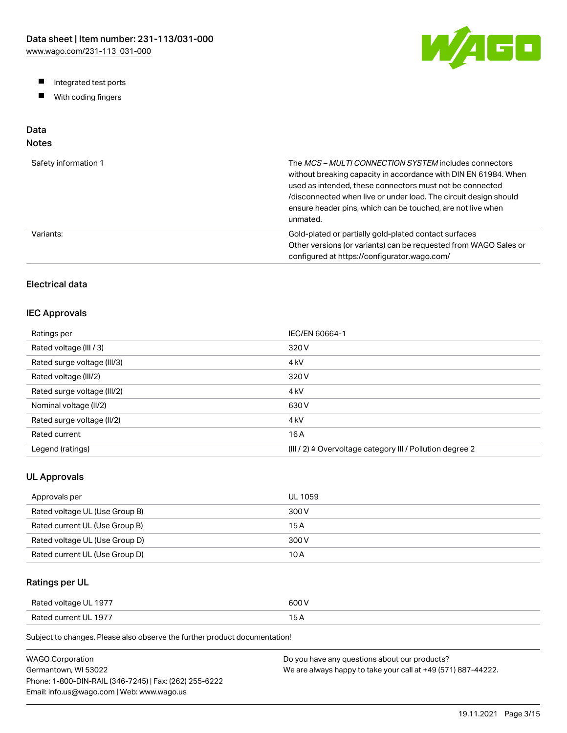- Integrated test ports
- With coding fingers

## Data

### Notes

| | |
|---|---|
| Safety information 1 | The *MCS – MULTI CONNECTION SYSTEM* includes connectors without breaking capacity in accordance with DIN EN 61984. When used as intended, these connectors must not be connected /disconnected when live or under load. The circuit design should ensure header pins, which can be touched, are not live when unmated. |
| Variants: | Gold-plated or partially gold-plated contact surfaces<br>Other versions (or variants) can be requested from WAGO Sales or configured at https://configurator.wago.com/ |

### Electrical data

#### IEC Approvals

| | |
|---|---|
| Ratings per | IEC/EN 60664-1 |
| Rated voltage (III / 3) | 320 V |
| Rated surge voltage (III/3) | 4 kV |
| Rated voltage (III/2) | 320 V |
| Rated surge voltage (III/2) | 4 kV |
| Nominal voltage (II/2) | 630 V |
| Rated surge voltage (II/2) | 4 kV |
| Rated current | 16 A |
| Legend (ratings) | (III / 2) ≙ Overvoltage category III / Pollution degree 2 |

#### UL Approvals

| | |
|---|---|
| Approvals per | UL 1059 |
| Rated voltage UL (Use Group B) | 300 V |
| Rated current UL (Use Group B) | 15 A |
| Rated voltage UL (Use Group D) | 300 V |
| Rated current UL (Use Group D) | 10 A |

#### Ratings per UL

| | |
|---|---|
| Rated voltage UL 1977 | 600 V |
| Rated current UL 1977 | 15 A |

Subject to changes. Please also observe the further product documentation!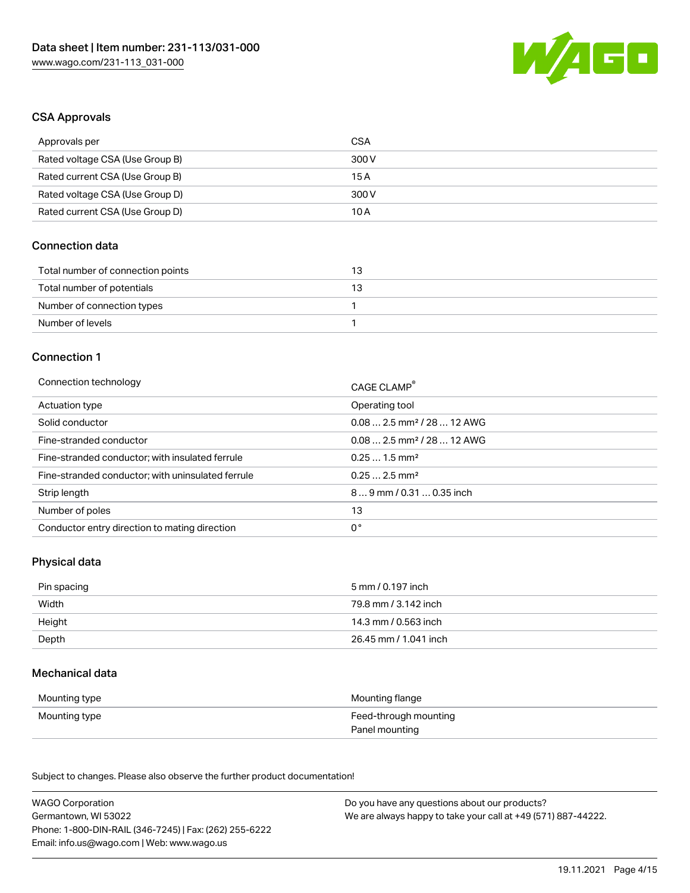## CSA Approvals

| Approvals per | CSA |
| --- | --- |
| Rated voltage CSA (Use Group B) | 300 V |
| Rated current CSA (Use Group B) | 15 A |
| Rated voltage CSA (Use Group D) | 300 V |
| Rated current CSA (Use Group D) | 10 A |

## Connection data

| Total number of connection points | 13 |
| --- | --- |
| Total number of potentials | 13 |
| Number of connection types | 1 |
| Number of levels | 1 |

## Connection 1

| Connection technology | CAGE CLAMP® |
| --- | --- |
| Actuation type | Operating tool |
| Solid conductor | 0.08 … 2.5 mm² / 28 … 12 AWG |
| Fine-stranded conductor | 0.08 … 2.5 mm² / 28 … 12 AWG |
| Fine-stranded conductor; with insulated ferrule | 0.25 … 1.5 mm² |
| Fine-stranded conductor; with uninsulated ferrule | 0.25 … 2.5 mm² |
| Strip length | 8 … 9 mm / 0.31 … 0.35 inch |
| Number of poles | 13 |
| Conductor entry direction to mating direction | 0 ° |

## Physical data

| Pin spacing | 5 mm / 0.197 inch |
| --- | --- |
| Width | 79.8 mm / 3.142 inch |
| Height | 14.3 mm / 0.563 inch |
| Depth | 26.45 mm / 1.041 inch |

## Mechanical data

| Mounting type | Mounting flange |
| --- | --- |
| Mounting type | Feed-through mounting<br>Panel mounting |

Subject to changes. Please also observe the further product documentation!

WAGO Corporation
Germantown, WI 53022
Phone: 1-800-DIN-RAIL (346-7245) | Fax: (262) 255-6222
Email: info.us@wago.com | Web: www.wago.us

Do you have any questions about our products?
We are always happy to take your call at +49 (571) 887-44222.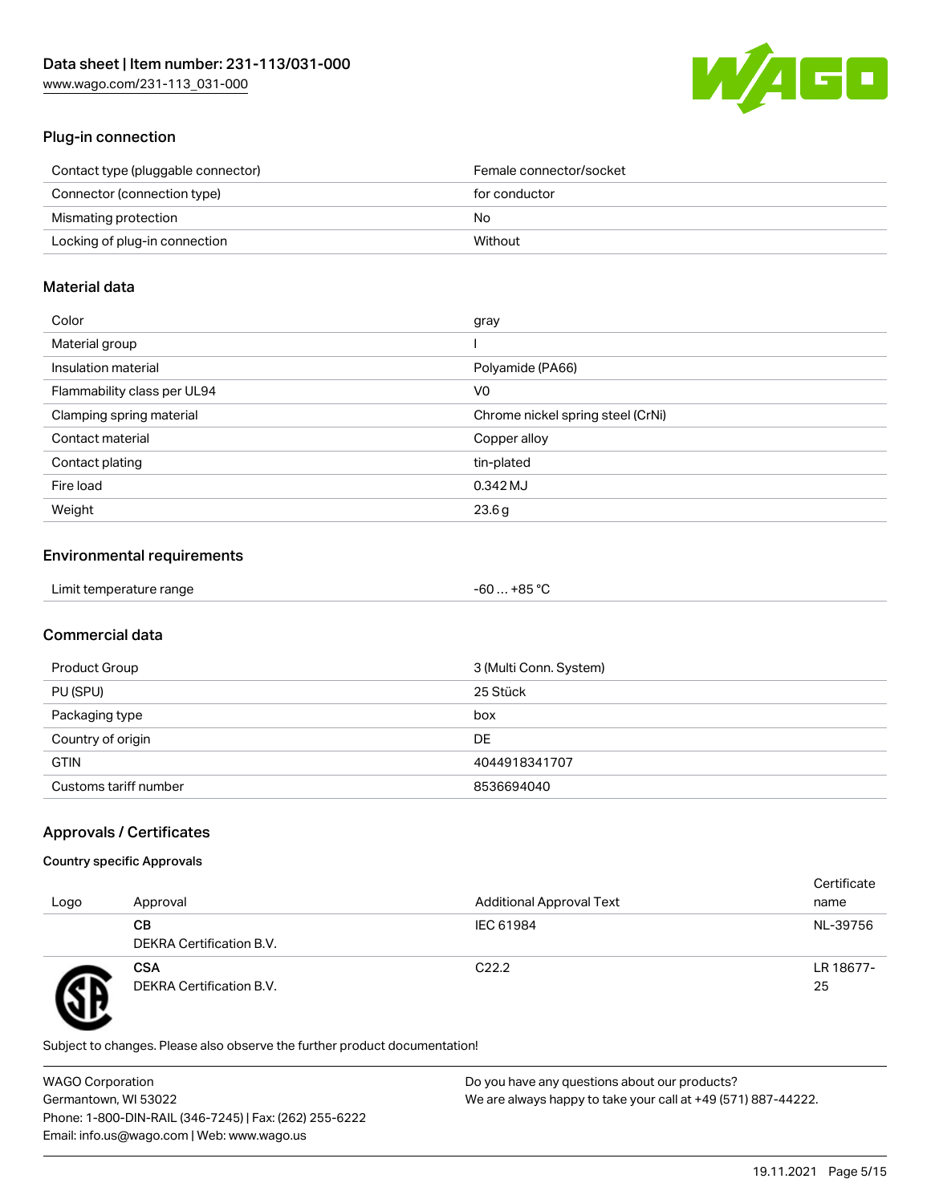## Plug-in connection

| | |
|---|---|
| Contact type (pluggable connector) | Female connector/socket |
| Connector (connection type) | for conductor |
| Mismating protection | No |
| Locking of plug-in connection | Without |

## Material data

| | |
|---|---|
| Color | gray |
| Material group | I |
| Insulation material | Polyamide (PA66) |
| Flammability class per UL94 | V0 |
| Clamping spring material | Chrome nickel spring steel (CrNi) |
| Contact material | Copper alloy |
| Contact plating | tin-plated |
| Fire load | 0.342 MJ |
| Weight | 23.6 g |

## Environmental requirements

| | |
|---|---|
| Limit temperature range | -60 … +85 °C |

## Commercial data

| | |
|---|---|
| Product Group | 3 (Multi Conn. System) |
| PU (SPU) | 25 Stück |
| Packaging type | box |
| Country of origin | DE |
| GTIN | 4044918341707 |
| Customs tariff number | 8536694040 |

## Approvals / Certificates

### Country specific Approvals

| Logo | Approval | Additional Approval Text | Certificate name |
|---|---|---|---|
| | **CB**<br>DEKRA Certification B.V. | IEC 61984 | NL-39756 |
| | **CSA**<br>DEKRA Certification B.V. | C22.2 | LR 18677-25 |

Subject to changes. Please also observe the further product documentation!

WAGO Corporation
Germantown, WI 53022
Phone: 1-800-DIN-RAIL (346-7245) | Fax: (262) 255-6222
Email: info.us@wago.com | Web: www.wago.us

Do you have any questions about our products?
We are always happy to take your call at +49 (571) 887-44222.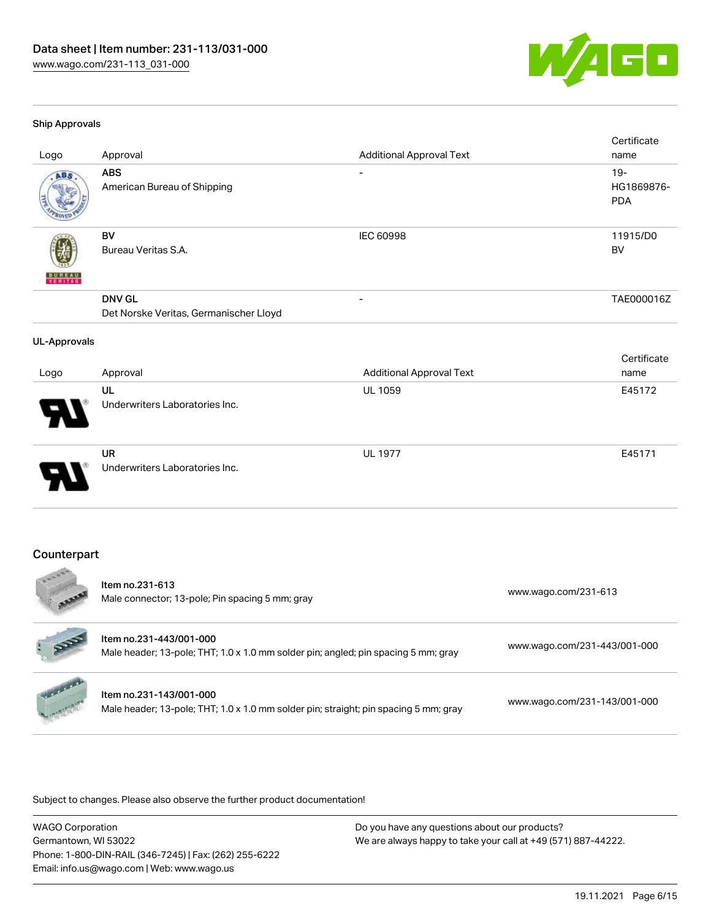### Ship Approvals

| Logo | Approval | Additional Approval Text | Certificate name |
| --- | --- | --- | --- |
| | **ABS** American Bureau of Shipping | - | 19-HG1869876-PDA |
| | **BV** Bureau Veritas S.A. | IEC 60998 | 11915/D0 BV |
| | **DNV GL** Det Norske Veritas, Germanischer Lloyd | - | TAE000016Z |

### UL-Approvals

| Logo | Approval | Additional Approval Text | Certificate name |
| --- | --- | --- | --- |
| | **UL** Underwriters Laboratories Inc. | UL 1059 | E45172 |
| | **UR** Underwriters Laboratories Inc. | UL 1977 | E45171 |

## Counterpart

| | | |
| --- | --- | --- |
| | Item no.231-613<br>Male connector; 13-pole; Pin spacing 5 mm; gray | www.wago.com/231-613 |
| | Item no.231-443/001-000<br>Male header; 13-pole; THT; 1.0 x 1.0 mm solder pin; angled; pin spacing 5 mm; gray | www.wago.com/231-443/001-000 |
| | Item no.231-143/001-000<br>Male header; 13-pole; THT; 1.0 x 1.0 mm solder pin; straight; pin spacing 5 mm; gray | www.wago.com/231-143/001-000 |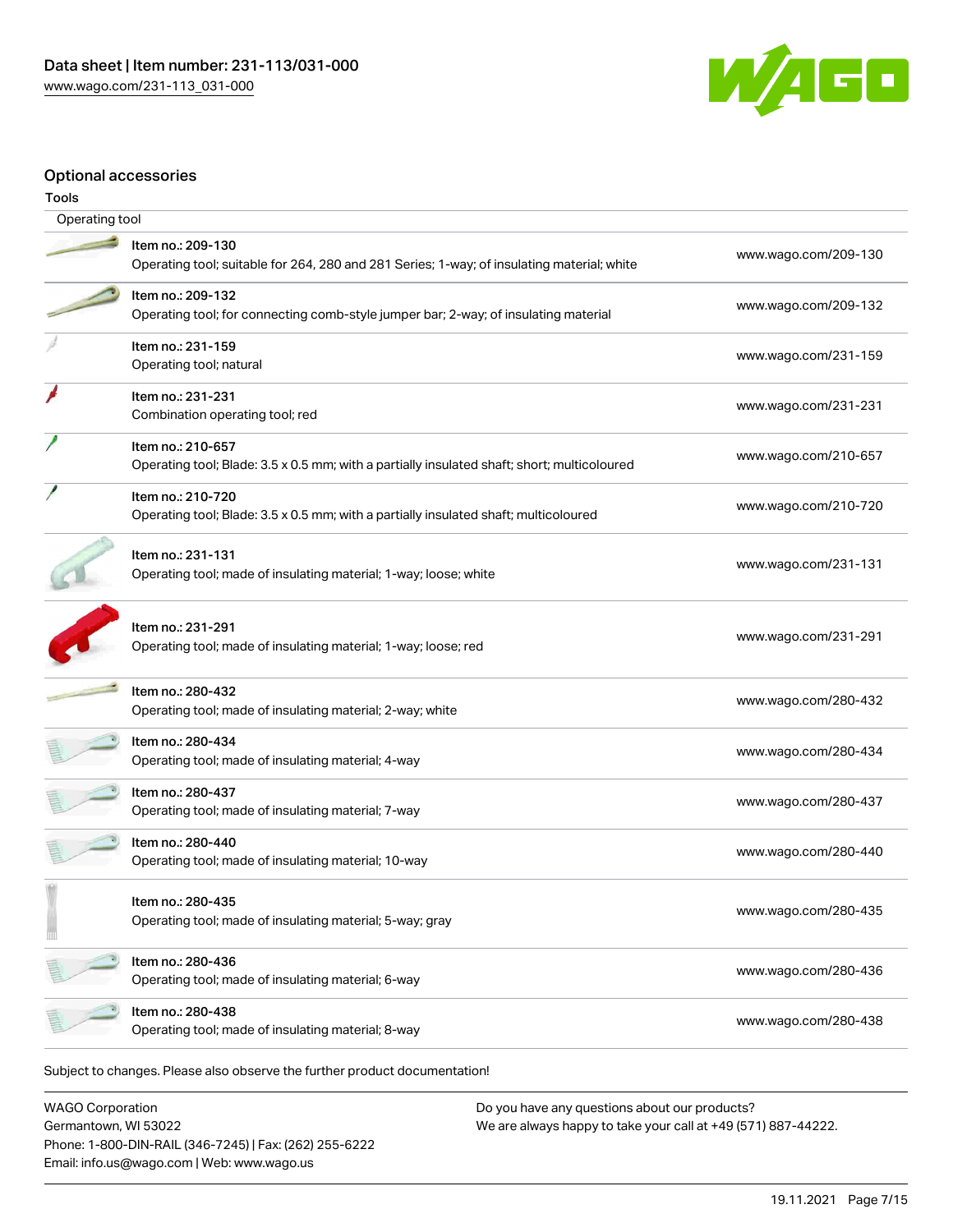## Optional accessories

### Tools

| Operating tool | |
|---|---|
| Item no.: 209-130<br>Operating tool; suitable for 264, 280 and 281 Series; 1-way; of insulating material; white | www.wago.com/209-130 |
| Item no.: 209-132<br>Operating tool; for connecting comb-style jumper bar; 2-way; of insulating material | www.wago.com/209-132 |
| Item no.: 231-159<br>Operating tool; natural | www.wago.com/231-159 |
| Item no.: 231-231<br>Combination operating tool; red | www.wago.com/231-231 |
| Item no.: 210-657<br>Operating tool; Blade: 3.5 x 0.5 mm; with a partially insulated shaft; short; multicoloured | www.wago.com/210-657 |
| Item no.: 210-720<br>Operating tool; Blade: 3.5 x 0.5 mm; with a partially insulated shaft; multicoloured | www.wago.com/210-720 |
| Item no.: 231-131<br>Operating tool; made of insulating material; 1-way; loose; white | www.wago.com/231-131 |
| Item no.: 231-291<br>Operating tool; made of insulating material; 1-way; loose; red | www.wago.com/231-291 |
| Item no.: 280-432<br>Operating tool; made of insulating material; 2-way; white | www.wago.com/280-432 |
| Item no.: 280-434<br>Operating tool; made of insulating material; 4-way | www.wago.com/280-434 |
| Item no.: 280-437<br>Operating tool; made of insulating material; 7-way | www.wago.com/280-437 |
| Item no.: 280-440<br>Operating tool; made of insulating material; 10-way | www.wago.com/280-440 |
| Item no.: 280-435<br>Operating tool; made of insulating material; 5-way; gray | www.wago.com/280-435 |
| Item no.: 280-436<br>Operating tool; made of insulating material; 6-way | www.wago.com/280-436 |
| Item no.: 280-438<br>Operating tool; made of insulating material; 8-way | www.wago.com/280-438 |

Subject to changes. Please also observe the further product documentation!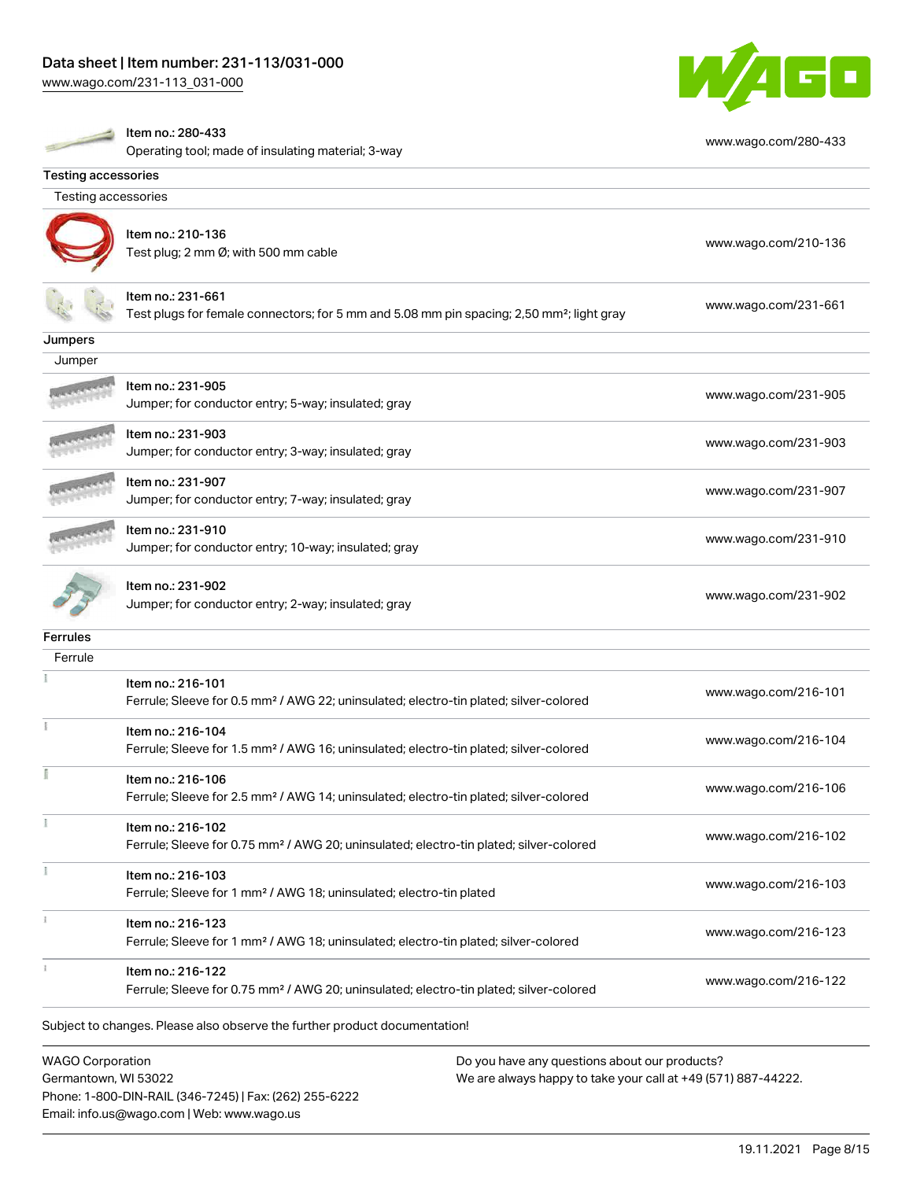| | |
|---|---|
| Item no.: 280-433<br>Operating tool; made of insulating material; 3-way | www.wago.com/280-433 |

**Testing accessories**

Testing accessories

| | |
|---|---|
| Item no.: 210-136<br>Test plug; 2 mm Ø; with 500 mm cable | www.wago.com/210-136 |
| Item no.: 231-661<br>Test plugs for female connectors; for 5 mm and 5.08 mm pin spacing; 2,50 mm²; light gray | www.wago.com/231-661 |

**Jumpers**

Jumper

| | |
|---|---|
| Item no.: 231-905<br>Jumper; for conductor entry; 5-way; insulated; gray | www.wago.com/231-905 |
| Item no.: 231-903<br>Jumper; for conductor entry; 3-way; insulated; gray | www.wago.com/231-903 |
| Item no.: 231-907<br>Jumper; for conductor entry; 7-way; insulated; gray | www.wago.com/231-907 |
| Item no.: 231-910<br>Jumper; for conductor entry; 10-way; insulated; gray | www.wago.com/231-910 |
| Item no.: 231-902<br>Jumper; for conductor entry; 2-way; insulated; gray | www.wago.com/231-902 |

**Ferrules**

Ferrule

| | |
|---|---|
| Item no.: 216-101<br>Ferrule; Sleeve for 0.5 mm² / AWG 22; uninsulated; electro-tin plated; silver-colored | www.wago.com/216-101 |
| Item no.: 216-104<br>Ferrule; Sleeve for 1.5 mm² / AWG 16; uninsulated; electro-tin plated; silver-colored | www.wago.com/216-104 |
| Item no.: 216-106<br>Ferrule; Sleeve for 2.5 mm² / AWG 14; uninsulated; electro-tin plated; silver-colored | www.wago.com/216-106 |
| Item no.: 216-102<br>Ferrule; Sleeve for 0.75 mm² / AWG 20; uninsulated; electro-tin plated; silver-colored | www.wago.com/216-102 |
| Item no.: 216-103<br>Ferrule; Sleeve for 1 mm² / AWG 18; uninsulated; electro-tin plated | www.wago.com/216-103 |
| Item no.: 216-123<br>Ferrule; Sleeve for 1 mm² / AWG 18; uninsulated; electro-tin plated; silver-colored | www.wago.com/216-123 |
| Item no.: 216-122<br>Ferrule; Sleeve for 0.75 mm² / AWG 20; uninsulated; electro-tin plated; silver-colored | www.wago.com/216-122 |

Subject to changes. Please also observe the further product documentation!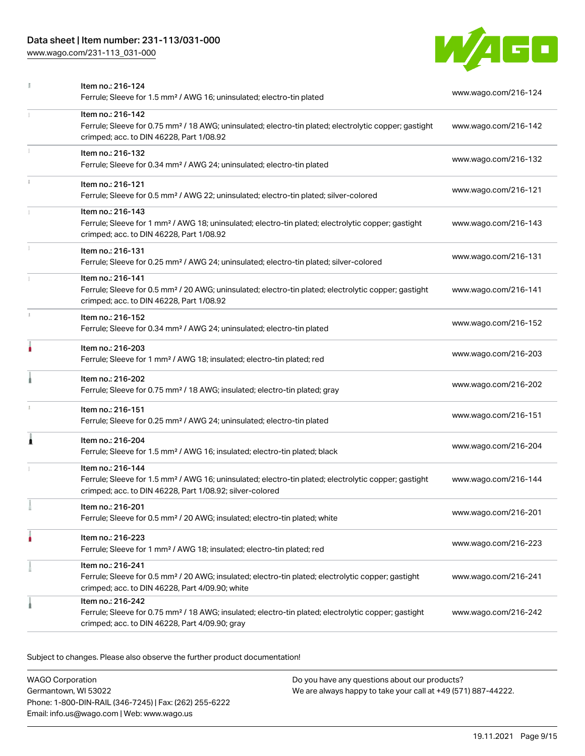| Item | Link |
| --- | --- |
| Item no.: 216-124<br>Ferrule; Sleeve for 1.5 mm² / AWG 16; uninsulated; electro-tin plated | www.wago.com/216-124 |
| Item no.: 216-142<br>Ferrule; Sleeve for 0.75 mm² / 18 AWG; uninsulated; electro-tin plated; electrolytic copper; gastight crimped; acc. to DIN 46228, Part 1/08.92 | www.wago.com/216-142 |
| Item no.: 216-132<br>Ferrule; Sleeve for 0.34 mm² / AWG 24; uninsulated; electro-tin plated | www.wago.com/216-132 |
| Item no.: 216-121<br>Ferrule; Sleeve for 0.5 mm² / AWG 22; uninsulated; electro-tin plated; silver-colored | www.wago.com/216-121 |
| Item no.: 216-143<br>Ferrule; Sleeve for 1 mm² / AWG 18; uninsulated; electro-tin plated; electrolytic copper; gastight crimped; acc. to DIN 46228, Part 1/08.92 | www.wago.com/216-143 |
| Item no.: 216-131<br>Ferrule; Sleeve for 0.25 mm² / AWG 24; uninsulated; electro-tin plated; silver-colored | www.wago.com/216-131 |
| Item no.: 216-141<br>Ferrule; Sleeve for 0.5 mm² / 20 AWG; uninsulated; electro-tin plated; electrolytic copper; gastight crimped; acc. to DIN 46228, Part 1/08.92 | www.wago.com/216-141 |
| Item no.: 216-152<br>Ferrule; Sleeve for 0.34 mm² / AWG 24; uninsulated; electro-tin plated | www.wago.com/216-152 |
| Item no.: 216-203<br>Ferrule; Sleeve for 1 mm² / AWG 18; insulated; electro-tin plated; red | www.wago.com/216-203 |
| Item no.: 216-202<br>Ferrule; Sleeve for 0.75 mm² / 18 AWG; insulated; electro-tin plated; gray | www.wago.com/216-202 |
| Item no.: 216-151<br>Ferrule; Sleeve for 0.25 mm² / AWG 24; uninsulated; electro-tin plated | www.wago.com/216-151 |
| Item no.: 216-204<br>Ferrule; Sleeve for 1.5 mm² / AWG 16; insulated; electro-tin plated; black | www.wago.com/216-204 |
| Item no.: 216-144<br>Ferrule; Sleeve for 1.5 mm² / AWG 16; uninsulated; electro-tin plated; electrolytic copper; gastight crimped; acc. to DIN 46228, Part 1/08.92; silver-colored | www.wago.com/216-144 |
| Item no.: 216-201<br>Ferrule; Sleeve for 0.5 mm² / 20 AWG; insulated; electro-tin plated; white | www.wago.com/216-201 |
| Item no.: 216-223<br>Ferrule; Sleeve for 1 mm² / AWG 18; insulated; electro-tin plated; red | www.wago.com/216-223 |
| Item no.: 216-241<br>Ferrule; Sleeve for 0.5 mm² / 20 AWG; insulated; electro-tin plated; electrolytic copper; gastight crimped; acc. to DIN 46228, Part 4/09.90; white | www.wago.com/216-241 |
| Item no.: 216-242<br>Ferrule; Sleeve for 0.75 mm² / 18 AWG; insulated; electro-tin plated; electrolytic copper; gastight crimped; acc. to DIN 46228, Part 4/09.90; gray | www.wago.com/216-242 |

Subject to changes. Please also observe the further product documentation!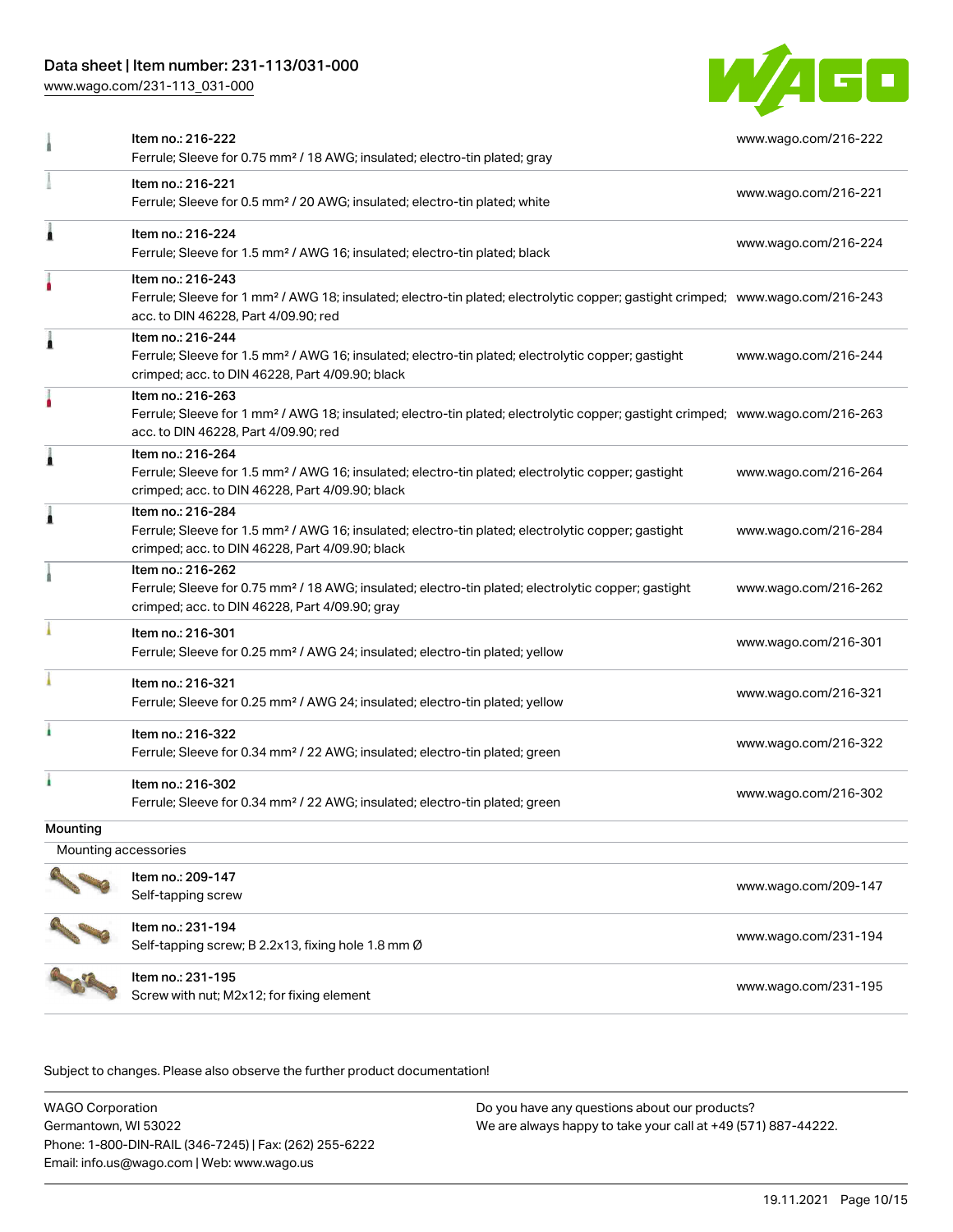| | | |
|---|---|---|
| | Item no.: 216-222<br>Ferrule; Sleeve for 0.75 mm² / 18 AWG; insulated; electro-tin plated; gray | www.wago.com/216-222 |
| | Item no.: 216-221<br>Ferrule; Sleeve for 0.5 mm² / 20 AWG; insulated; electro-tin plated; white | www.wago.com/216-221 |
| | Item no.: 216-224<br>Ferrule; Sleeve for 1.5 mm² / AWG 16; insulated; electro-tin plated; black | www.wago.com/216-224 |
| | Item no.: 216-243<br>Ferrule; Sleeve for 1 mm² / AWG 18; insulated; electro-tin plated; electrolytic copper; gastight crimped; acc. to DIN 46228, Part 4/09.90; red | www.wago.com/216-243 |
| | Item no.: 216-244<br>Ferrule; Sleeve for 1.5 mm² / AWG 16; insulated; electro-tin plated; electrolytic copper; gastight crimped; acc. to DIN 46228, Part 4/09.90; black | www.wago.com/216-244 |
| | Item no.: 216-263<br>Ferrule; Sleeve for 1 mm² / AWG 18; insulated; electro-tin plated; electrolytic copper; gastight crimped; acc. to DIN 46228, Part 4/09.90; red | www.wago.com/216-263 |
| | Item no.: 216-264<br>Ferrule; Sleeve for 1.5 mm² / AWG 16; insulated; electro-tin plated; electrolytic copper; gastight crimped; acc. to DIN 46228, Part 4/09.90; black | www.wago.com/216-264 |
| | Item no.: 216-284<br>Ferrule; Sleeve for 1.5 mm² / AWG 16; insulated; electro-tin plated; electrolytic copper; gastight crimped; acc. to DIN 46228, Part 4/09.90; black | www.wago.com/216-284 |
| | Item no.: 216-262<br>Ferrule; Sleeve for 0.75 mm² / 18 AWG; insulated; electro-tin plated; electrolytic copper; gastight crimped; acc. to DIN 46228, Part 4/09.90; gray | www.wago.com/216-262 |
| | Item no.: 216-301<br>Ferrule; Sleeve for 0.25 mm² / AWG 24; insulated; electro-tin plated; yellow | www.wago.com/216-301 |
| | Item no.: 216-321<br>Ferrule; Sleeve for 0.25 mm² / AWG 24; insulated; electro-tin plated; yellow | www.wago.com/216-321 |
| | Item no.: 216-322<br>Ferrule; Sleeve for 0.34 mm² / 22 AWG; insulated; electro-tin plated; green | www.wago.com/216-322 |
| | Item no.: 216-302<br>Ferrule; Sleeve for 0.34 mm² / 22 AWG; insulated; electro-tin plated; green | www.wago.com/216-302 |

## Mounting

### Mounting accessories

| | | |
|---|---|---|
| | Item no.: 209-147<br>Self-tapping screw | www.wago.com/209-147 |
| | Item no.: 231-194<br>Self-tapping screw; B 2.2x13, fixing hole 1.8 mm Ø | www.wago.com/231-194 |
| | Item no.: 231-195<br>Screw with nut; M2x12; for fixing element | www.wago.com/231-195 |

Subject to changes. Please also observe the further product documentation!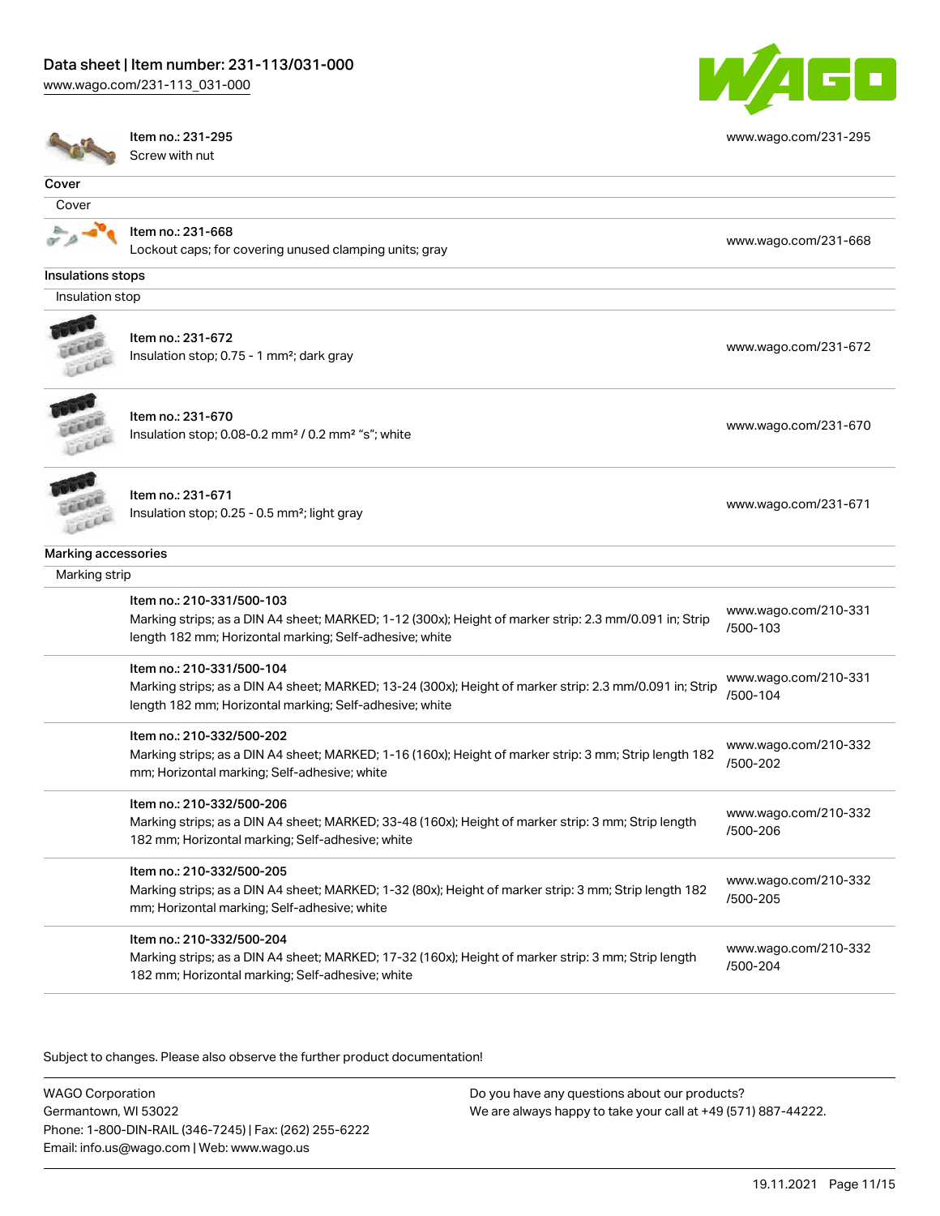| | | |
|---|---|---|
| | Item no.: 231-295<br>Screw with nut | www.wago.com/231-295 |

**Cover**

Cover

| | | |
|---|---|---|
| | Item no.: 231-668<br>Lockout caps; for covering unused clamping units; gray | www.wago.com/231-668 |

**Insulations stops**

Insulation stop

| | | |
|---|---|---|
| | Item no.: 231-672<br>Insulation stop; 0.75 - 1 mm²; dark gray | www.wago.com/231-672 |
| | Item no.: 231-670<br>Insulation stop; 0.08-0.2 mm² / 0.2 mm² "s"; white | www.wago.com/231-670 |
| | Item no.: 231-671<br>Insulation stop; 0.25 - 0.5 mm²; light gray | www.wago.com/231-671 |

**Marking accessories**

Marking strip

| | | |
|---|---|---|
| | Item no.: 210-331/500-103<br>Marking strips; as a DIN A4 sheet; MARKED; 1-12 (300x); Height of marker strip: 2.3 mm/0.091 in; Strip length 182 mm; Horizontal marking; Self-adhesive; white | www.wago.com/210-331/500-103 |
| | Item no.: 210-331/500-104<br>Marking strips; as a DIN A4 sheet; MARKED; 13-24 (300x); Height of marker strip: 2.3 mm/0.091 in; Strip length 182 mm; Horizontal marking; Self-adhesive; white | www.wago.com/210-331/500-104 |
| | Item no.: 210-332/500-202<br>Marking strips; as a DIN A4 sheet; MARKED; 1-16 (160x); Height of marker strip: 3 mm; Strip length 182 mm; Horizontal marking; Self-adhesive; white | www.wago.com/210-332/500-202 |
| | Item no.: 210-332/500-206<br>Marking strips; as a DIN A4 sheet; MARKED; 33-48 (160x); Height of marker strip: 3 mm; Strip length 182 mm; Horizontal marking; Self-adhesive; white | www.wago.com/210-332/500-206 |
| | Item no.: 210-332/500-205<br>Marking strips; as a DIN A4 sheet; MARKED; 1-32 (80x); Height of marker strip: 3 mm; Strip length 182 mm; Horizontal marking; Self-adhesive; white | www.wago.com/210-332/500-205 |
| | Item no.: 210-332/500-204<br>Marking strips; as a DIN A4 sheet; MARKED; 17-32 (160x); Height of marker strip: 3 mm; Strip length 182 mm; Horizontal marking; Self-adhesive; white | www.wago.com/210-332/500-204 |

Subject to changes. Please also observe the further product documentation!

WAGO Corporation
Germantown, WI 53022
Phone: 1-800-DIN-RAIL (346-7245) | Fax: (262) 255-6222
Email: info.us@wago.com | Web: www.wago.us

Do you have any questions about our products?
We are always happy to take your call at +49 (571) 887-44222.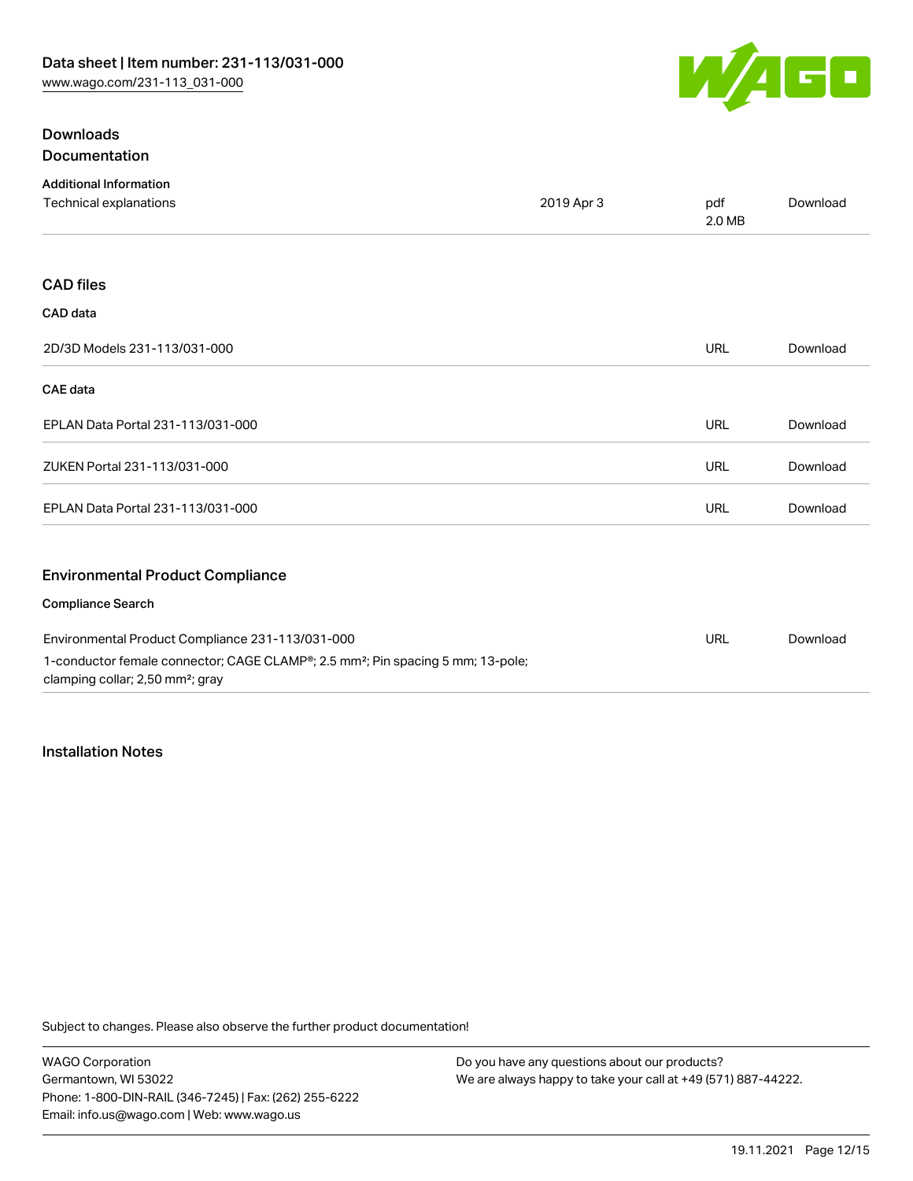## Downloads

### Documentation

**Additional Information**

| | | | |
|---|---|---|---|
| Technical explanations | 2019 Apr 3 | pdf 2.0 MB | Download |

### CAD files

**CAD data**

| | | |
|---|---|---|
| 2D/3D Models 231-113/031-000 | URL | Download |

**CAE data**

| | | |
|---|---|---|
| EPLAN Data Portal 231-113/031-000 | URL | Download |
| ZUKEN Portal 231-113/031-000 | URL | Download |
| EPLAN Data Portal 231-113/031-000 | URL | Download |

### Environmental Product Compliance

**Compliance Search**

| | | |
|---|---|---|
| Environmental Product Compliance 231-113/031-000<br>1-conductor female connector; CAGE CLAMP®; 2.5 mm²; Pin spacing 5 mm; 13-pole; clamping collar; 2,50 mm²; gray | URL | Download |

## Installation Notes

Subject to changes. Please also observe the further product documentation!

WAGO Corporation
Germantown, WI 53022
Phone: 1-800-DIN-RAIL (346-7245) | Fax: (262) 255-6222
Email: info.us@wago.com | Web: www.wago.us

Do you have any questions about our products?
We are always happy to take your call at +49 (571) 887-44222.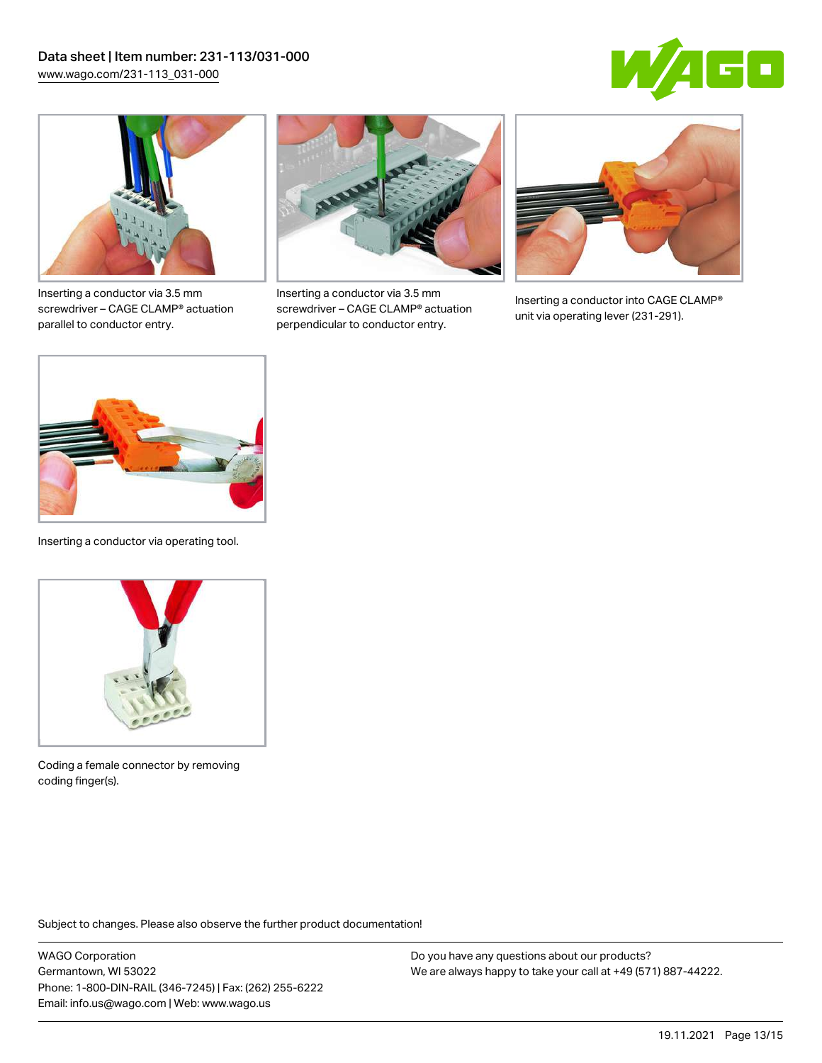Inserting a conductor via 3.5 mm screwdriver – CAGE CLAMP® actuation parallel to conductor entry.

Inserting a conductor via 3.5 mm screwdriver – CAGE CLAMP® actuation perpendicular to conductor entry.

Inserting a conductor into CAGE CLAMP® unit via operating lever (231-291).

Inserting a conductor via operating tool.

Coding a female connector by removing coding finger(s).

Subject to changes. Please also observe the further product documentation!

WAGO Corporation
Germantown, WI 53022
Phone: 1-800-DIN-RAIL (346-7245) | Fax: (262) 255-6222
Email: info.us@wago.com | Web: www.wago.us

Do you have any questions about our products?
We are always happy to take your call at +49 (571) 887-44222.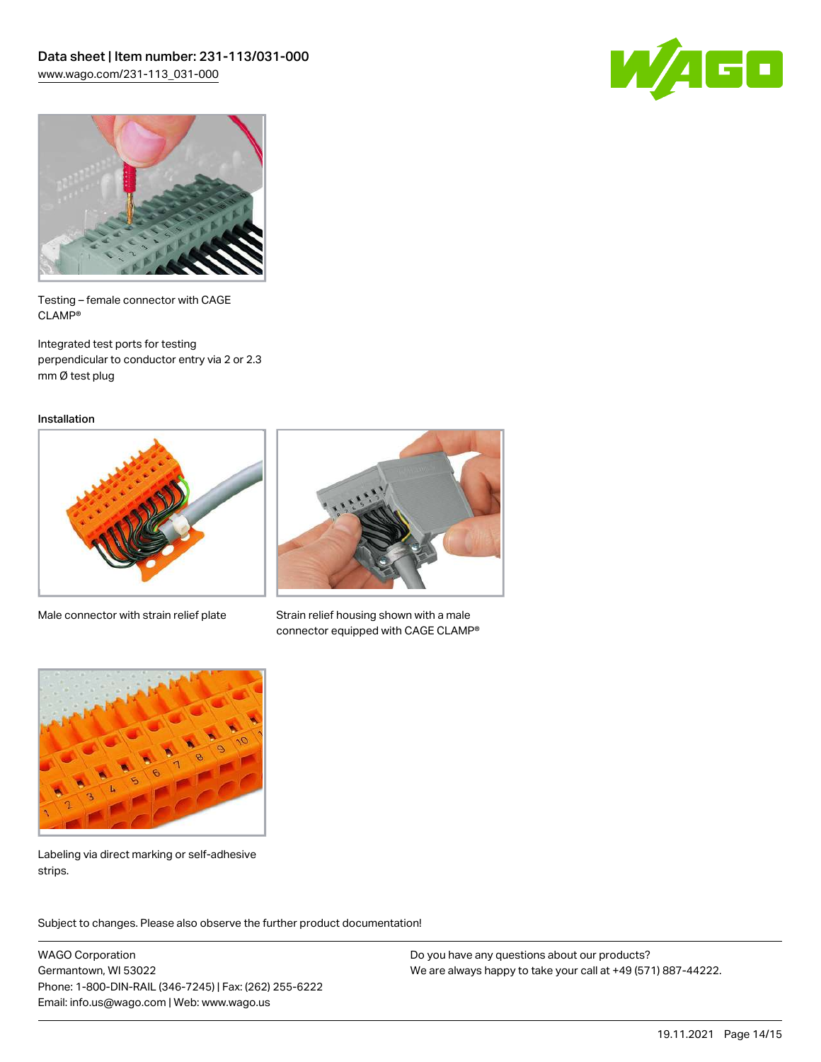Testing – female connector with CAGE CLAMP®

Integrated test ports for testing perpendicular to conductor entry via 2 or 2.3 mm Ø test plug

Installation

Male connector with strain relief plate

Strain relief housing shown with a male connector equipped with CAGE CLAMP®

Labeling via direct marking or self-adhesive strips.

Subject to changes. Please also observe the further product documentation!

WAGO Corporation
Germantown, WI 53022
Phone: 1-800-DIN-RAIL (346-7245) | Fax: (262) 255-6222
Email: info.us@wago.com | Web: www.wago.us

Do you have any questions about our products?
We are always happy to take your call at +49 (571) 887-44222.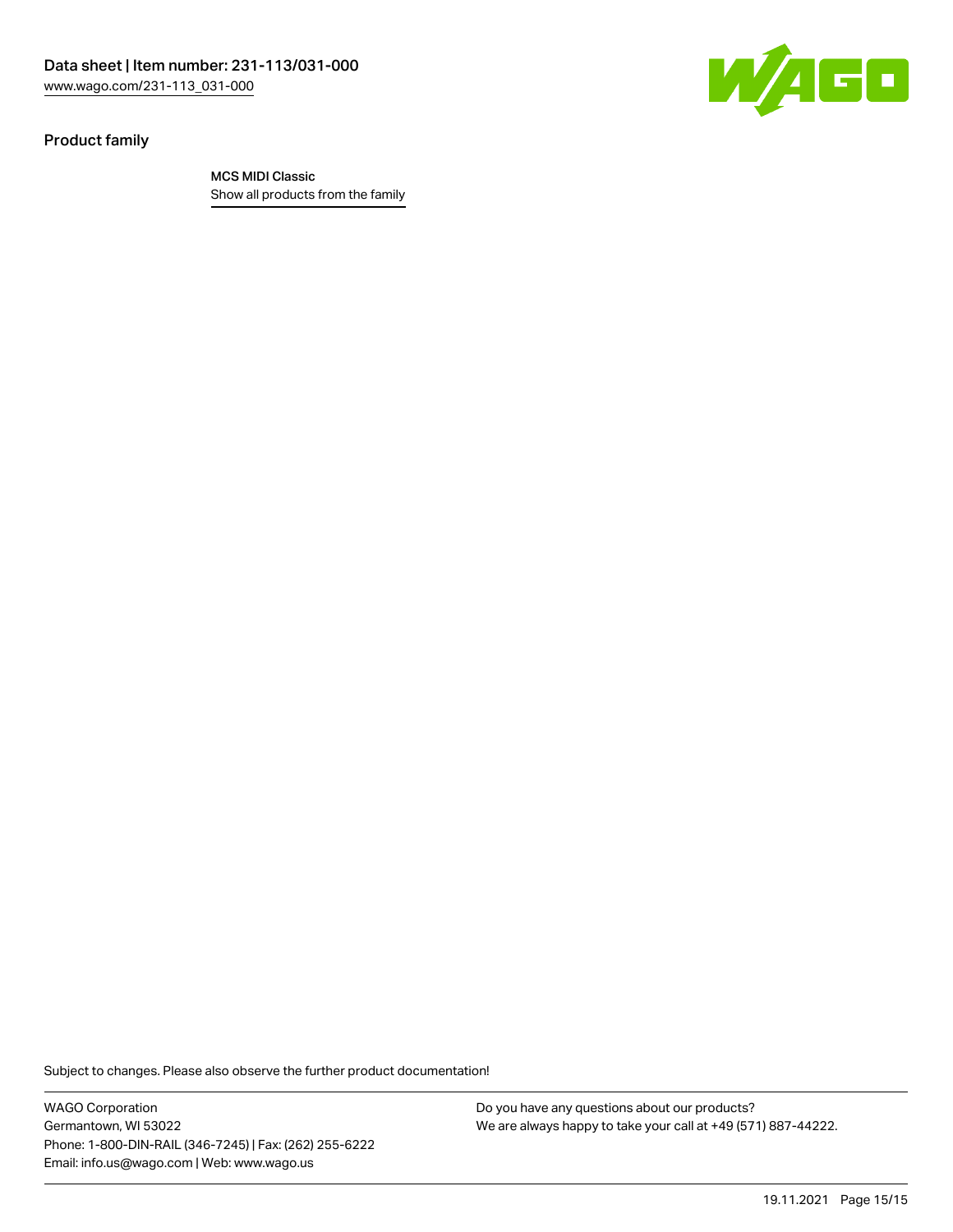## Product family

MCS MIDI Classic
Show all products from the family

Subject to changes. Please also observe the further product documentation!

WAGO Corporation
Germantown, WI 53022
Phone: 1-800-DIN-RAIL (346-7245) | Fax: (262) 255-6222
Email: info.us@wago.com | Web: www.wago.us

Do you have any questions about our products?
We are always happy to take your call at +49 (571) 887-44222.